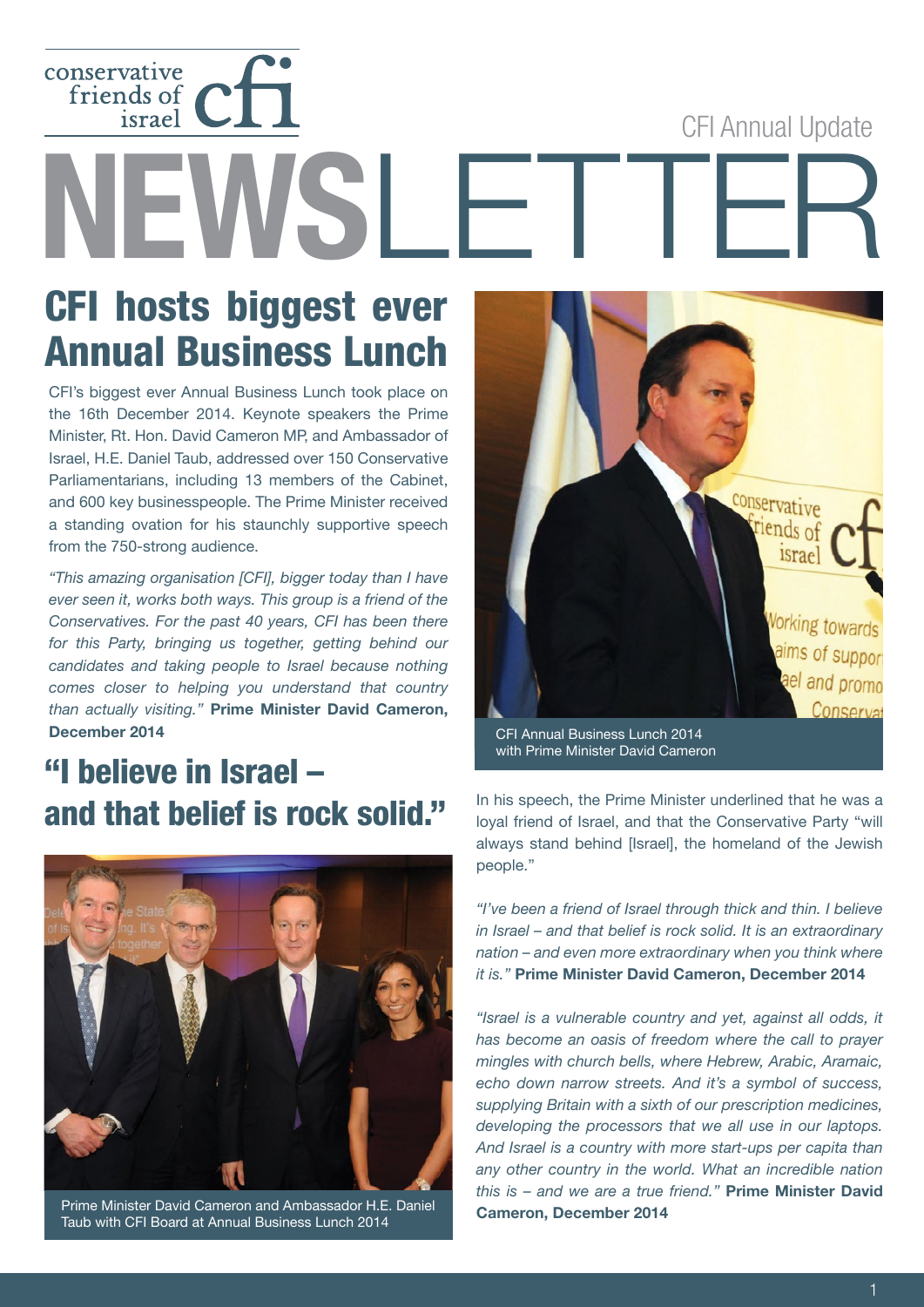conservative friends of israel cfi

CFI Annual Update

# NEWSLETTER

## CFI hosts biggest ever Annual Business Lunch

CFI's biggest ever Annual Business Lunch took place on the 16th December 2014. Keynote speakers the Prime Minister, Rt. Hon. David Cameron MP, and Ambassador of Israel, H.E. Daniel Taub, addressed over 150 Conservative Parliamentarians, including 13 members of the Cabinet, and 600 key businesspeople. The Prime Minister received a standing ovation for his staunchly supportive speech from the 750-strong audience.

*"This amazing organisation [CFI], bigger today than I have ever seen it, works both ways. This group is a friend of the Conservatives. For the past 40 years, CFI has been there for this Party, bringing us together, getting behind our candidates and taking people to Israel because nothing comes closer to helping you understand that country than actually visiting."* **Prime Minister David Cameron, December 2014**

CFI Annual Business Lunch 2014 with Prime Minister David Cameron

## "I believe in Israel – and that belief is rock solid."

Prime Minister David Cameron and Ambassador H.E. Daniel Taub with CFI Board at Annual Business Lunch 2014

In his speech, the Prime Minister underlined that he was a loyal friend of Israel, and that the Conservative Party "will always stand behind [Israel], the homeland of the Jewish people."

*"I've been a friend of Israel through thick and thin. I believe in Israel – and that belief is rock solid. It is an extraordinary nation – and even more extraordinary when you think where it is."* **Prime Minister David Cameron, December 2014**

*"Israel is a vulnerable country and yet, against all odds, it has become an oasis of freedom where the call to prayer mingles with church bells, where Hebrew, Arabic, Aramaic, echo down narrow streets. And it's a symbol of success, supplying Britain with a sixth of our prescription medicines, developing the processors that we all use in our laptops. And Israel is a country with more start-ups per capita than any other country in the world. What an incredible nation this is – and we are a true friend."* **Prime Minister David Cameron, December 2014**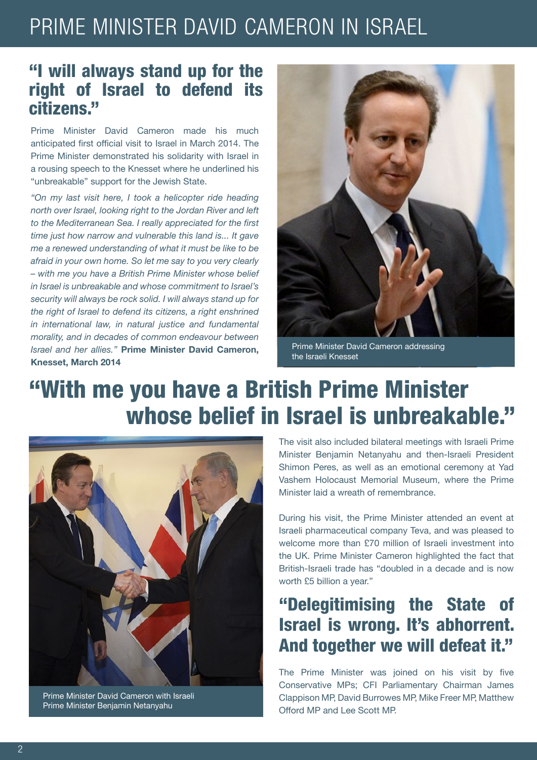# PRIME MINISTER DAVID CAMERON IN ISRAEL

## "I will always stand up for the right of Israel to defend its citizens."

Prime Minister David Cameron made his much anticipated first official visit to Israel in March 2014. The Prime Minister demonstrated his solidarity with Israel in a rousing speech to the Knesset where he underlined his "unbreakable" support for the Jewish State.

*"On my last visit here, I took a helicopter ride heading north over Israel, looking right to the Jordan River and left to the Mediterranean Sea. I really appreciated for the first time just how narrow and vulnerable this land is... It gave me a renewed understanding of what it must be like to be afraid in your own home. So let me say to you very clearly – with me you have a British Prime Minister whose belief in Israel is unbreakable and whose commitment to Israel's security will always be rock solid. I will always stand up for the right of Israel to defend its citizens, a right enshrined in international law, in natural justice and fundamental morality, and in decades of common endeavour between Israel and her allies."* **Prime Minister David Cameron, Knesset, March 2014**

Prime Minister David Cameron addressing the Israeli Knesset

## "With me you have a British Prime Minister whose belief in Israel is unbreakable."

Prime Minister David Cameron with Israeli Prime Minister Benjamin Netanyahu

The visit also included bilateral meetings with Israeli Prime Minister Benjamin Netanyahu and then-Israeli President Shimon Peres, as well as an emotional ceremony at Yad Vashem Holocaust Memorial Museum, where the Prime Minister laid a wreath of remembrance.

During his visit, the Prime Minister attended an event at Israeli pharmaceutical company Teva, and was pleased to welcome more than £70 million of Israeli investment into the UK. Prime Minister Cameron highlighted the fact that British-Israeli trade has "doubled in a decade and is now worth £5 billion a year."

## "Delegitimising the State of Israel is wrong. It's abhorrent. And together we will defeat it."

The Prime Minister was joined on his visit by five Conservative MPs; CFI Parliamentary Chairman James Clappison MP, David Burrowes MP, Mike Freer MP, Matthew Offord MP and Lee Scott MP.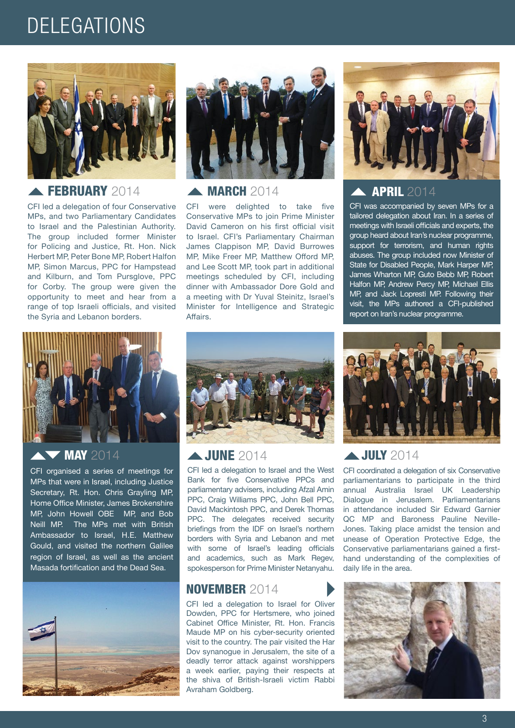# DELEGATIONS

## FEBRUARY 2014

CFI led a delegation of four Conservative MPs, and two Parliamentary Candidates to Israel and the Palestinian Authority. The group included former Minister for Policing and Justice, Rt. Hon. Nick Herbert MP, Peter Bone MP, Robert Halfon MP, Simon Marcus, PPC for Hampstead and Kilburn, and Tom Pursglove, PPC for Corby. The group were given the opportunity to meet and hear from a range of top Israeli officials, and visited the Syria and Lebanon borders.

## MARCH 2014

CFI were delighted to take five Conservative MPs to join Prime Minister David Cameron on his first official visit to Israel. CFI's Parliamentary Chairman James Clappison MP, David Burrowes MP, Mike Freer MP, Matthew Offord MP, and Lee Scott MP, took part in additional meetings scheduled by CFI, including dinner with Ambassador Dore Gold and a meeting with Dr Yuval Steinitz, Israel's Minister for Intelligence and Strategic Affairs.

## APRIL 2014

CFI was accompanied by seven MPs for a tailored delegation about Iran. In a series of meetings with Israeli officials and experts, the group heard about Iran's nuclear programme, support for terrorism, and human rights abuses. The group included now Minister of State for Disabled People, Mark Harper MP, James Wharton MP, Guto Bebb MP, Robert Halfon MP, Andrew Percy MP, Michael Ellis MP, and Jack Lopresti MP. Following their visit, the MPs authored a CFI-published report on Iran's nuclear programme.

## MAY 2014

CFI organised a series of meetings for MPs that were in Israel, including Justice Secretary, Rt. Hon. Chris Grayling MP, Home Office Minister, James Brokenshire MP, John Howell OBE MP, and Bob Neill MP. The MPs met with British Ambassador to Israel, H.E. Matthew Gould, and visited the northern Galilee region of Israel, as well as the ancient Masada fortification and the Dead Sea.

## JUNE 2014

CFI led a delegation to Israel and the West Bank for five Conservative PPCs and parliamentary advisers, including Afzal Amin PPC, Craig Williams PPC, John Bell PPC, David Mackintosh PPC, and Derek Thomas PPC. The delegates received security briefings from the IDF on Israel's northern borders with Syria and Lebanon and met with some of Israel's leading officials and academics, such as Mark Regev, spokesperson for Prime Minister Netanyahu.

## JULY 2014

CFI coordinated a delegation of six Conservative parliamentarians to participate in the third annual Australia Israel UK Leadership Dialogue in Jerusalem. Parliamentarians in attendance included Sir Edward Garnier QC MP and Baroness Pauline Neville-Jones. Taking place amidst the tension and unease of Operation Protective Edge, the Conservative parliamentarians gained a first-hand understanding of the complexities of daily life in the area.

## NOVEMBER 2014

CFI led a delegation to Israel for Oliver Dowden, PPC for Hertsmere, who joined Cabinet Office Minister, Rt. Hon. Francis Maude MP on his cyber-security oriented visit to the country. The pair visited the Har Dov synanogue in Jerusalem, the site of a deadly terror attack against worshippers a week earlier, paying their respects at the shiva of British-Israeli victim Rabbi Avraham Goldberg.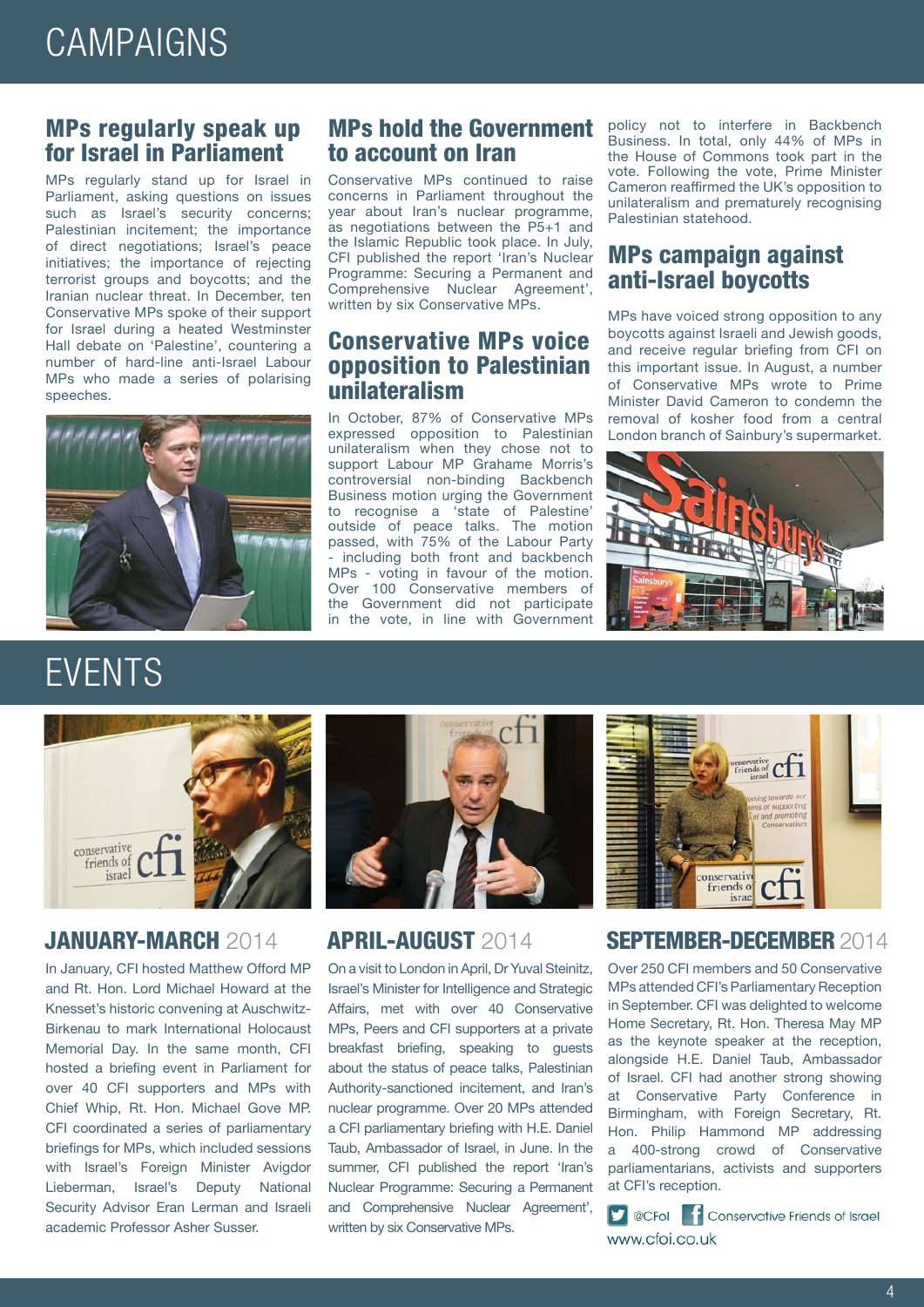# CAMPAIGNS

## MPs regularly speak up for Israel in Parliament

MPs regularly stand up for Israel in Parliament, asking questions on issues such as Israel's security concerns; Palestinian incitement; the importance of direct negotiations; Israel's peace initiatives; the importance of rejecting terrorist groups and boycotts; and the Iranian nuclear threat. In December, ten Conservative MPs spoke of their support for Israel during a heated Westminster Hall debate on 'Palestine', countering a number of hard-line anti-Israel Labour MPs who made a series of polarising speeches.

## MPs hold the Government to account on Iran

Conservative MPs continued to raise concerns in Parliament throughout the year about Iran's nuclear programme, as negotiations between the P5+1 and the Islamic Republic took place. In July, CFI published the report 'Iran's Nuclear Programme: Securing a Permanent and Comprehensive Nuclear Agreement', written by six Conservative MPs.

## Conservative MPs voice opposition to Palestinian unilateralism

In October, 87% of Conservative MPs expressed opposition to Palestinian unilateralism when they chose not to support Labour MP Grahame Morris's controversial non-binding Backbench Business motion urging the Government to recognise a 'state of Palestine' outside of peace talks. The motion passed, with 75% of the Labour Party - including both front and backbench MPs - voting in favour of the motion. Over 100 Conservative members of the Government did not participate in the vote, in line with Government policy not to interfere in Backbench Business. In total, only 44% of MPs in the House of Commons took part in the vote. Following the vote, Prime Minister Cameron reaffirmed the UK's opposition to unilateralism and prematurely recognising Palestinian statehood.

## MPs campaign against anti-Israel boycotts

MPs have voiced strong opposition to any boycotts against Israeli and Jewish goods, and receive regular briefing from CFI on this important issue. In August, a number of Conservative MPs wrote to Prime Minister David Cameron to condemn the removal of kosher food from a central London branch of Sainsbury's supermarket.

# EVENTS

## JANUARY-MARCH 2014

In January, CFI hosted Matthew Offord MP and Rt. Hon. Lord Michael Howard at the Knesset's historic convening at Auschwitz-Birkenau to mark International Holocaust Memorial Day. In the same month, CFI hosted a briefing event in Parliament for over 40 CFI supporters and MPs with Chief Whip, Rt. Hon. Michael Gove MP. CFI coordinated a series of parliamentary briefings for MPs, which included sessions with Israel's Foreign Minister Avigdor Lieberman, Israel's Deputy National Security Advisor Eran Lerman and Israeli academic Professor Asher Susser.

## APRIL-AUGUST 2014

On a visit to London in April, Dr Yuval Steinitz, Israel's Minister for Intelligence and Strategic Affairs, met with over 40 Conservative MPs, Peers and CFI supporters at a private breakfast briefing, speaking to guests about the status of peace talks, Palestinian Authority-sanctioned incitement, and Iran's nuclear programme. Over 20 MPs attended a CFI parliamentary briefing with H.E. Daniel Taub, Ambassador of Israel, in June. In the summer, CFI published the report 'Iran's Nuclear Programme: Securing a Permanent and Comprehensive Nuclear Agreement', written by six Conservative MPs.

## SEPTEMBER-DECEMBER 2014

Over 250 CFI members and 50 Conservative MPs attended CFI's Parliamentary Reception in September. CFI was delighted to welcome Home Secretary, Rt. Hon. Theresa May MP as the keynote speaker at the reception, alongside H.E. Daniel Taub, Ambassador of Israel. CFI had another strong showing at Conservative Party Conference in Birmingham, with Foreign Secretary, Rt. Hon. Philip Hammond MP addressing a 400-strong crowd of Conservative parliamentarians, activists and supporters at CFI's reception.

@CFoI Conservative Friends of Israel
www.cfoi.co.uk